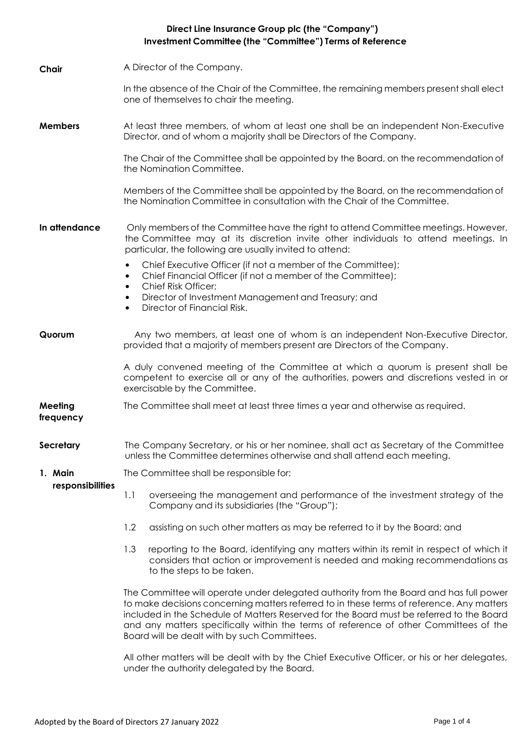# Direct Line Insurance Group plc (the "Company")
# Investment Committee (the "Committee") Terms of Reference

**Chair**

A Director of the Company.

In the absence of the Chair of the Committee, the remaining members present shall elect one of themselves to chair the meeting.

**Members**

At least three members, of whom at least one shall be an independent Non-Executive Director, and of whom a majority shall be Directors of the Company.

The Chair of the Committee shall be appointed by the Board, on the recommendation of the Nomination Committee.

Members of the Committee shall be appointed by the Board, on the recommendation of the Nomination Committee in consultation with the Chair of the Committee.

**In attendance**

Only members of the Committee have the right to attend Committee meetings. However, the Committee may at its discretion invite other individuals to attend meetings. In particular, the following are usually invited to attend:

- Chief Executive Officer (if not a member of the Committee);
- Chief Financial Officer (if not a member of the Committee);
- Chief Risk Officer;
- Director of Investment Management and Treasury; and
- Director of Financial Risk.

**Quorum**

Any two members, at least one of whom is an independent Non-Executive Director, provided that a majority of members present are Directors of the Company.

A duly convened meeting of the Committee at which a quorum is present shall be competent to exercise all or any of the authorities, powers and discretions vested in or exercisable by the Committee.

**Meeting frequency**

The Committee shall meet at least three times a year and otherwise as required.

**Secretary**

The Company Secretary, or his or her nominee, shall act as Secretary of the Committee unless the Committee determines otherwise and shall attend each meeting.

**1. Main responsibilities**

The Committee shall be responsible for:

1.1 overseeing the management and performance of the investment strategy of the Company and its subsidiaries (the "Group");

1.2 assisting on such other matters as may be referred to it by the Board; and

1.3 reporting to the Board, identifying any matters within its remit in respect of which it considers that action or improvement is needed and making recommendations as to the steps to be taken.

The Committee will operate under delegated authority from the Board and has full power to make decisions concerning matters referred to in these terms of reference. Any matters included in the Schedule of Matters Reserved for the Board must be referred to the Board and any matters specifically within the terms of reference of other Committees of the Board will be dealt with by such Committees.

All other matters will be dealt with by the Chief Executive Officer, or his or her delegates, under the authority delegated by the Board.

Adopted by the Board of Directors 27 January 2022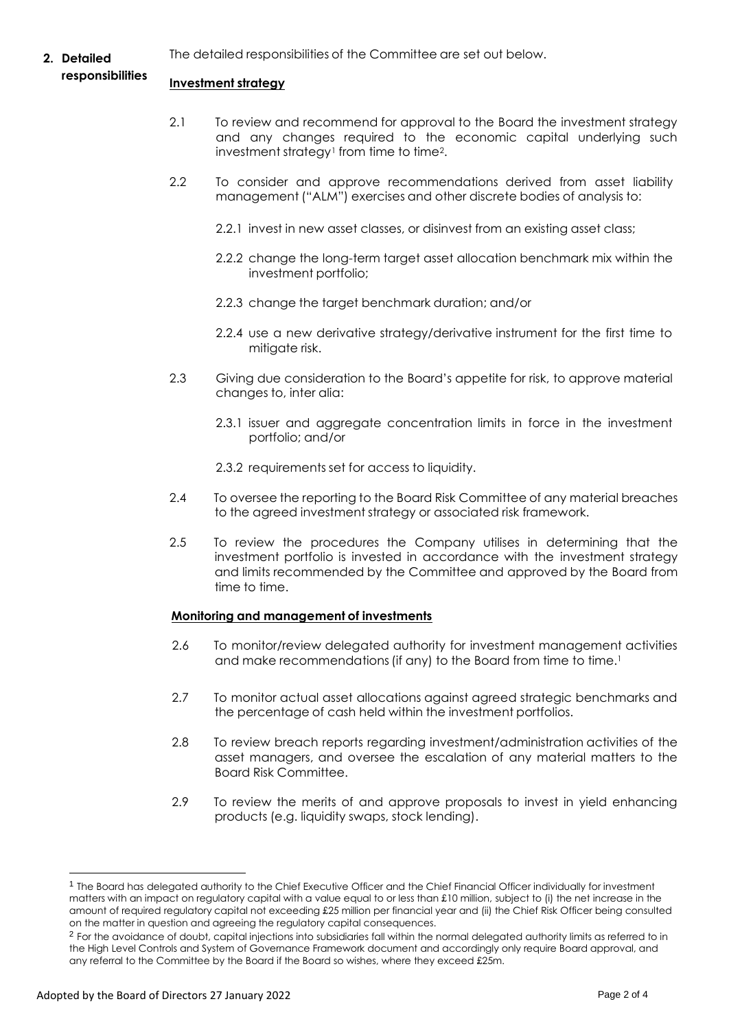## 2. Detailed responsibilities

The detailed responsibilities of the Committee are set out below.

**Investment strategy**

2.1 To review and recommend for approval to the Board the investment strategy and any changes required to the economic capital underlying such investment strategy[1] from time to time[2].

2.2 To consider and approve recommendations derived from asset liability management ("ALM") exercises and other discrete bodies of analysis to:

2.2.1 invest in new asset classes, or disinvest from an existing asset class;

2.2.2 change the long-term target asset allocation benchmark mix within the investment portfolio;

2.2.3 change the target benchmark duration; and/or

2.2.4 use a new derivative strategy/derivative instrument for the first time to mitigate risk.

2.3 Giving due consideration to the Board's appetite for risk, to approve material changes to, inter alia:

2.3.1 issuer and aggregate concentration limits in force in the investment portfolio; and/or

2.3.2 requirements set for access to liquidity.

2.4 To oversee the reporting to the Board Risk Committee of any material breaches to the agreed investment strategy or associated risk framework.

2.5 To review the procedures the Company utilises in determining that the investment portfolio is invested in accordance with the investment strategy and limits recommended by the Committee and approved by the Board from time to time.

**Monitoring and management of investments**

2.6 To monitor/review delegated authority for investment management activities and make recommendations (if any) to the Board from time to time.[1]

2.7 To monitor actual asset allocations against agreed strategic benchmarks and the percentage of cash held within the investment portfolios.

2.8 To review breach reports regarding investment/administration activities of the asset managers, and oversee the escalation of any material matters to the Board Risk Committee.

2.9 To review the merits of and approve proposals to invest in yield enhancing products (e.g. liquidity swaps, stock lending).

---

[1] The Board has delegated authority to the Chief Executive Officer and the Chief Financial Officer individually for investment matters with an impact on regulatory capital with a value equal to or less than £10 million, subject to (i) the net increase in the amount of required regulatory capital not exceeding £25 million per financial year and (ii) the Chief Risk Officer being consulted on the matter in question and agreeing the regulatory capital consequences.

[2] For the avoidance of doubt, capital injections into subsidiaries fall within the normal delegated authority limits as referred to in the High Level Controls and System of Governance Framework document and accordingly only require Board approval, and any referral to the Committee by the Board if the Board so wishes, where they exceed £25m.

Adopted by the Board of Directors 27 January 2022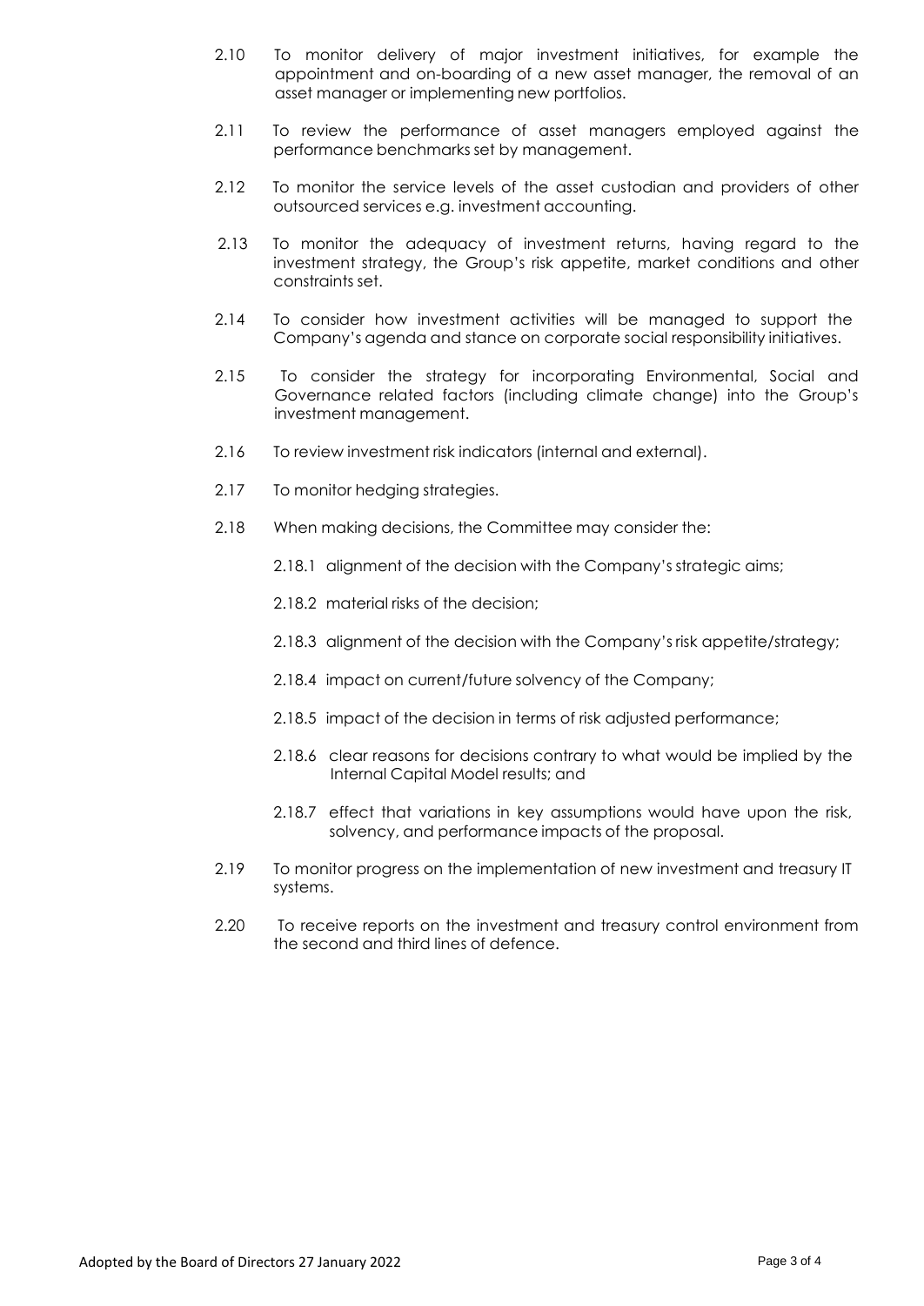2.10 To monitor delivery of major investment initiatives, for example the appointment and on-boarding of a new asset manager, the removal of an asset manager or implementing new portfolios.

2.11 To review the performance of asset managers employed against the performance benchmarks set by management.

2.12 To monitor the service levels of the asset custodian and providers of other outsourced services e.g. investment accounting.

2.13 To monitor the adequacy of investment returns, having regard to the investment strategy, the Group's risk appetite, market conditions and other constraints set.

2.14 To consider how investment activities will be managed to support the Company's agenda and stance on corporate social responsibility initiatives.

2.15 To consider the strategy for incorporating Environmental, Social and Governance related factors (including climate change) into the Group's investment management.

2.16 To review investment risk indicators (internal and external).

2.17 To monitor hedging strategies.

2.18 When making decisions, the Committee may consider the:

2.18.1 alignment of the decision with the Company's strategic aims;

2.18.2 material risks of the decision;

2.18.3 alignment of the decision with the Company's risk appetite/strategy;

2.18.4 impact on current/future solvency of the Company;

2.18.5 impact of the decision in terms of risk adjusted performance;

2.18.6 clear reasons for decisions contrary to what would be implied by the Internal Capital Model results; and

2.18.7 effect that variations in key assumptions would have upon the risk, solvency, and performance impacts of the proposal.

2.19 To monitor progress on the implementation of new investment and treasury IT systems.

2.20 To receive reports on the investment and treasury control environment from the second and third lines of defence.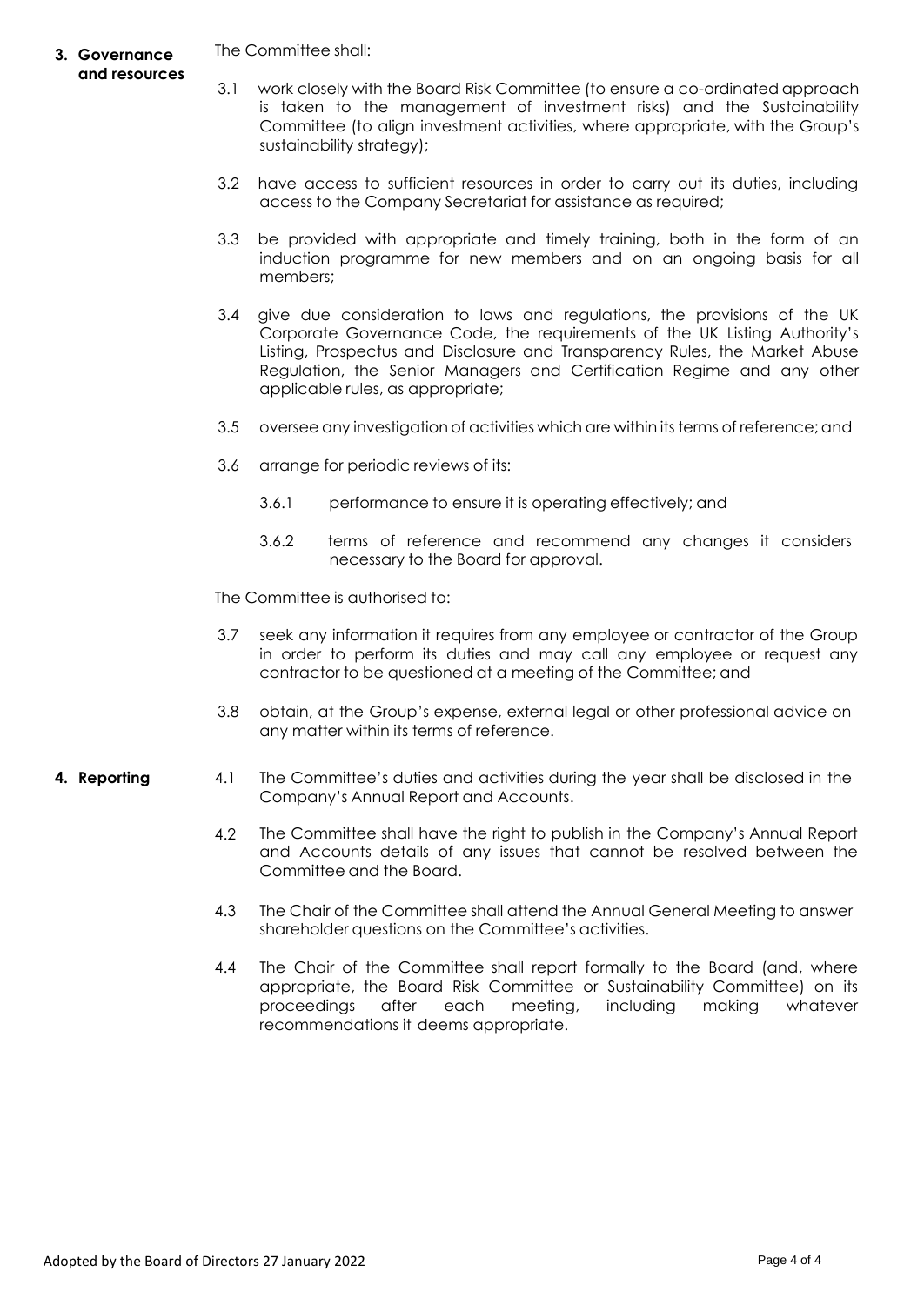## 3. Governance and resources

The Committee shall:

3.1 work closely with the Board Risk Committee (to ensure a co-ordinated approach is taken to the management of investment risks) and the Sustainability Committee (to align investment activities, where appropriate, with the Group's sustainability strategy);

3.2 have access to sufficient resources in order to carry out its duties, including access to the Company Secretariat for assistance as required;

3.3 be provided with appropriate and timely training, both in the form of an induction programme for new members and on an ongoing basis for all members;

3.4 give due consideration to laws and regulations, the provisions of the UK Corporate Governance Code, the requirements of the UK Listing Authority's Listing, Prospectus and Disclosure and Transparency Rules, the Market Abuse Regulation, the Senior Managers and Certification Regime and any other applicable rules, as appropriate;

3.5 oversee any investigation of activities which are within its terms of reference; and

3.6 arrange for periodic reviews of its:

3.6.1 performance to ensure it is operating effectively; and

3.6.2 terms of reference and recommend any changes it considers necessary to the Board for approval.

The Committee is authorised to:

3.7 seek any information it requires from any employee or contractor of the Group in order to perform its duties and may call any employee or request any contractor to be questioned at a meeting of the Committee; and

3.8 obtain, at the Group's expense, external legal or other professional advice on any matter within its terms of reference.

## 4. Reporting

4.1 The Committee's duties and activities during the year shall be disclosed in the Company's Annual Report and Accounts.

4.2 The Committee shall have the right to publish in the Company's Annual Report and Accounts details of any issues that cannot be resolved between the Committee and the Board.

4.3 The Chair of the Committee shall attend the Annual General Meeting to answer shareholder questions on the Committee's activities.

4.4 The Chair of the Committee shall report formally to the Board (and, where appropriate, the Board Risk Committee or Sustainability Committee) on its proceedings after each meeting, including making whatever recommendations it deems appropriate.

Adopted by the Board of Directors 27 January 2022